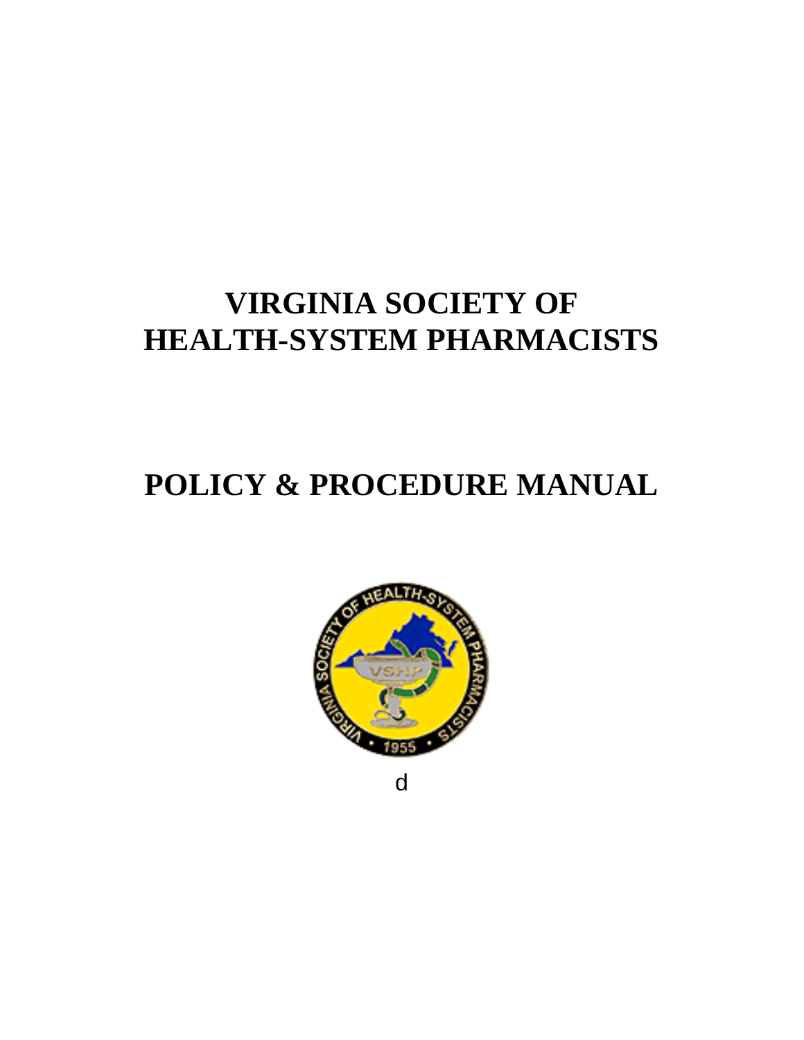# VIRGINIA SOCIETY OF HEALTH-SYSTEM PHARMACISTS

# POLICY & PROCEDURE MANUAL

d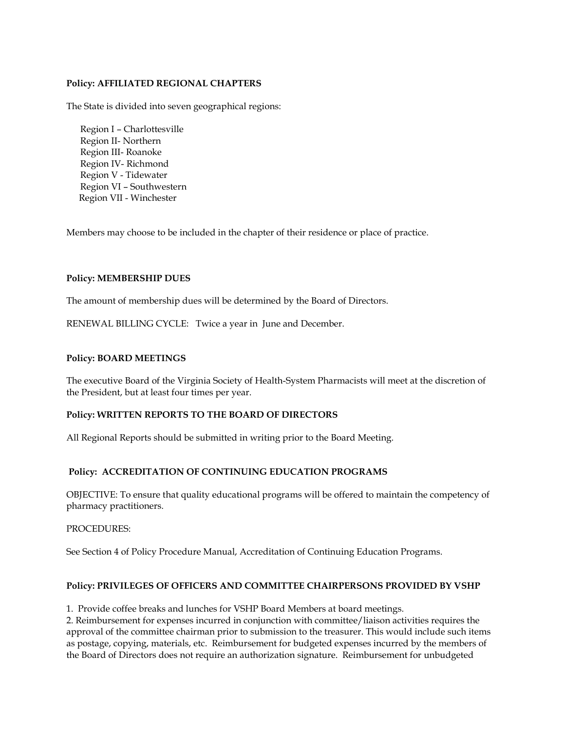**Policy: AFFILIATED REGIONAL CHAPTERS**

The State is divided into seven geographical regions:

Region I – Charlottesville
Region II- Northern
Region III- Roanoke
Region IV- Richmond
Region V - Tidewater
Region VI – Southwestern
Region VII - Winchester

Members may choose to be included in the chapter of their residence or place of practice.

**Policy: MEMBERSHIP DUES**

The amount of membership dues will be determined by the Board of Directors.

RENEWAL BILLING CYCLE: Twice a year in June and December.

**Policy: BOARD MEETINGS**

The executive Board of the Virginia Society of Health-System Pharmacists will meet at the discretion of the President, but at least four times per year.

**Policy: WRITTEN REPORTS TO THE BOARD OF DIRECTORS**

All Regional Reports should be submitted in writing prior to the Board Meeting.

**Policy: ACCREDITATION OF CONTINUING EDUCATION PROGRAMS**

OBJECTIVE: To ensure that quality educational programs will be offered to maintain the competency of pharmacy practitioners.

PROCEDURES:

See Section 4 of Policy Procedure Manual, Accreditation of Continuing Education Programs.

**Policy: PRIVILEGES OF OFFICERS AND COMMITTEE CHAIRPERSONS PROVIDED BY VSHP**

1. Provide coffee breaks and lunches for VSHP Board Members at board meetings.
2. Reimbursement for expenses incurred in conjunction with committee/liaison activities requires the approval of the committee chairman prior to submission to the treasurer. This would include such items as postage, copying, materials, etc. Reimbursement for budgeted expenses incurred by the members of the Board of Directors does not require an authorization signature. Reimbursement for unbudgeted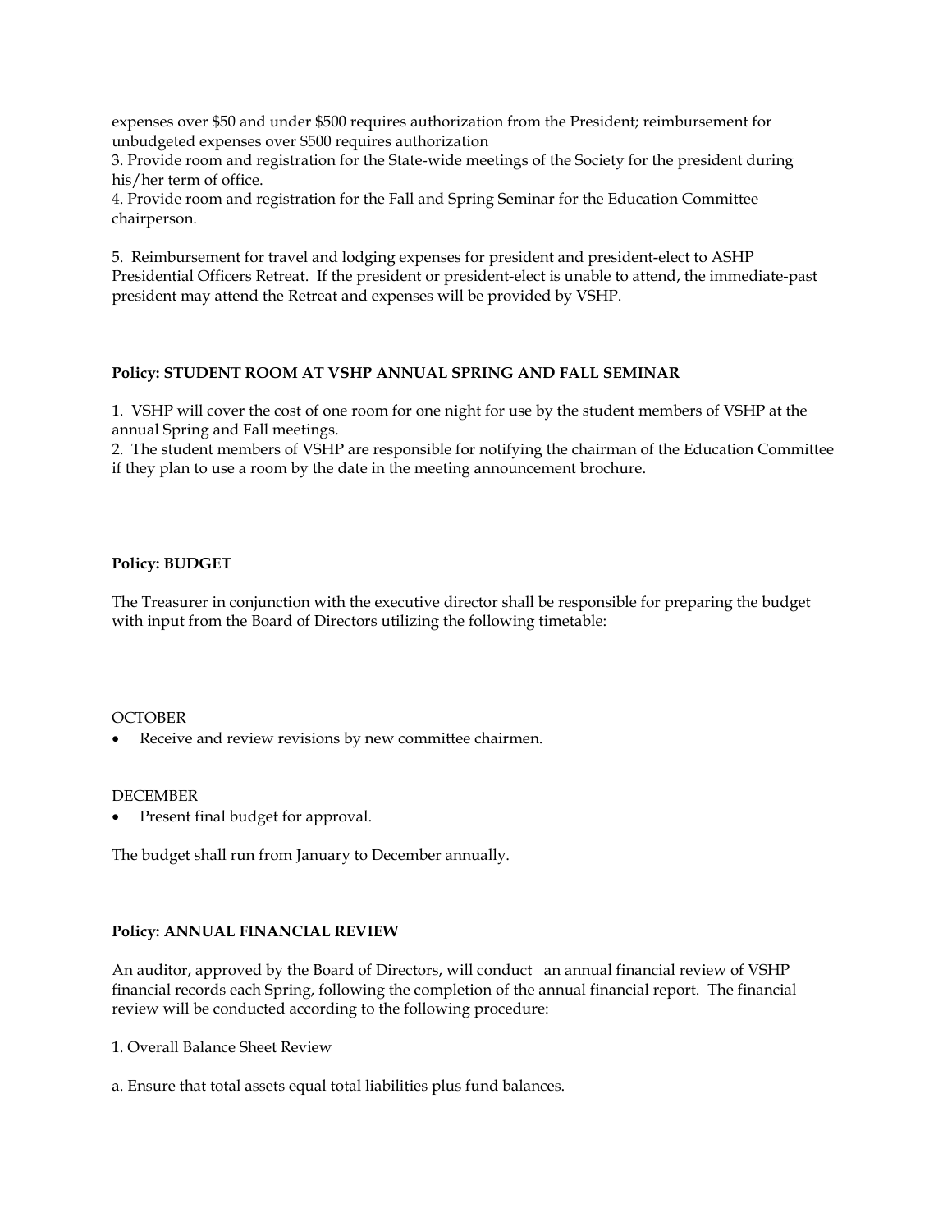expenses over $50 and under $500 requires authorization from the President; reimbursement for unbudgeted expenses over $500 requires authorization

3. Provide room and registration for the State-wide meetings of the Society for the president during his/her term of office.

4. Provide room and registration for the Fall and Spring Seminar for the Education Committee chairperson.

5. Reimbursement for travel and lodging expenses for president and president-elect to ASHP Presidential Officers Retreat. If the president or president-elect is unable to attend, the immediate-past president may attend the Retreat and expenses will be provided by VSHP.

**Policy: STUDENT ROOM AT VSHP ANNUAL SPRING AND FALL SEMINAR**

1. VSHP will cover the cost of one room for one night for use by the student members of VSHP at the annual Spring and Fall meetings.

2. The student members of VSHP are responsible for notifying the chairman of the Education Committee if they plan to use a room by the date in the meeting announcement brochure.

**Policy: BUDGET**

The Treasurer in conjunction with the executive director shall be responsible for preparing the budget with input from the Board of Directors utilizing the following timetable:

OCTOBER

- Receive and review revisions by new committee chairmen.

DECEMBER

- Present final budget for approval.

The budget shall run from January to December annually.

**Policy: ANNUAL FINANCIAL REVIEW**

An auditor, approved by the Board of Directors, will conduct an annual financial review of VSHP financial records each Spring, following the completion of the annual financial report. The financial review will be conducted according to the following procedure:

1. Overall Balance Sheet Review

a. Ensure that total assets equal total liabilities plus fund balances.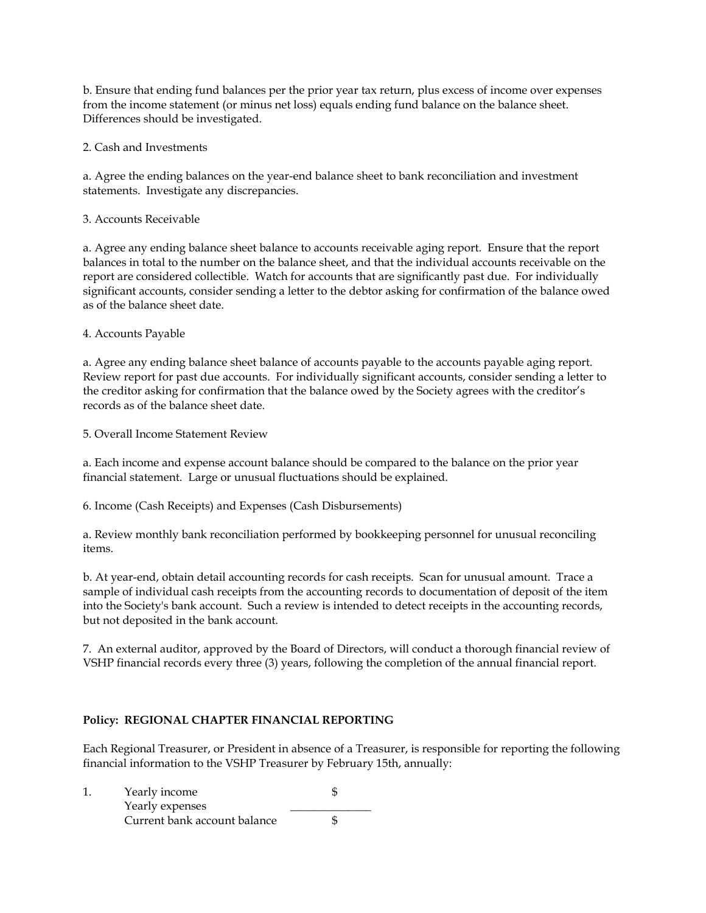b. Ensure that ending fund balances per the prior year tax return, plus excess of income over expenses from the income statement (or minus net loss) equals ending fund balance on the balance sheet. Differences should be investigated.

2. Cash and Investments

a. Agree the ending balances on the year-end balance sheet to bank reconciliation and investment statements. Investigate any discrepancies.

3. Accounts Receivable

a. Agree any ending balance sheet balance to accounts receivable aging report. Ensure that the report balances in total to the number on the balance sheet, and that the individual accounts receivable on the report are considered collectible. Watch for accounts that are significantly past due. For individually significant accounts, consider sending a letter to the debtor asking for confirmation of the balance owed as of the balance sheet date.

4. Accounts Payable

a. Agree any ending balance sheet balance of accounts payable to the accounts payable aging report. Review report for past due accounts. For individually significant accounts, consider sending a letter to the creditor asking for confirmation that the balance owed by the Society agrees with the creditor's records as of the balance sheet date.

5. Overall Income Statement Review

a. Each income and expense account balance should be compared to the balance on the prior year financial statement. Large or unusual fluctuations should be explained.

6. Income (Cash Receipts) and Expenses (Cash Disbursements)

a. Review monthly bank reconciliation performed by bookkeeping personnel for unusual reconciling items.

b. At year-end, obtain detail accounting records for cash receipts. Scan for unusual amount. Trace a sample of individual cash receipts from the accounting records to documentation of deposit of the item into the Society's bank account. Such a review is intended to detect receipts in the accounting records, but not deposited in the bank account.

7. An external auditor, approved by the Board of Directors, will conduct a thorough financial review of VSHP financial records every three (3) years, following the completion of the annual financial report.

**Policy: REGIONAL CHAPTER FINANCIAL REPORTING**

Each Regional Treasurer, or President in absence of a Treasurer, is responsible for reporting the following financial information to the VSHP Treasurer by February 15th, annually:

1. Yearly income $  
   Yearly expenses ______________  
   Current bank account balance $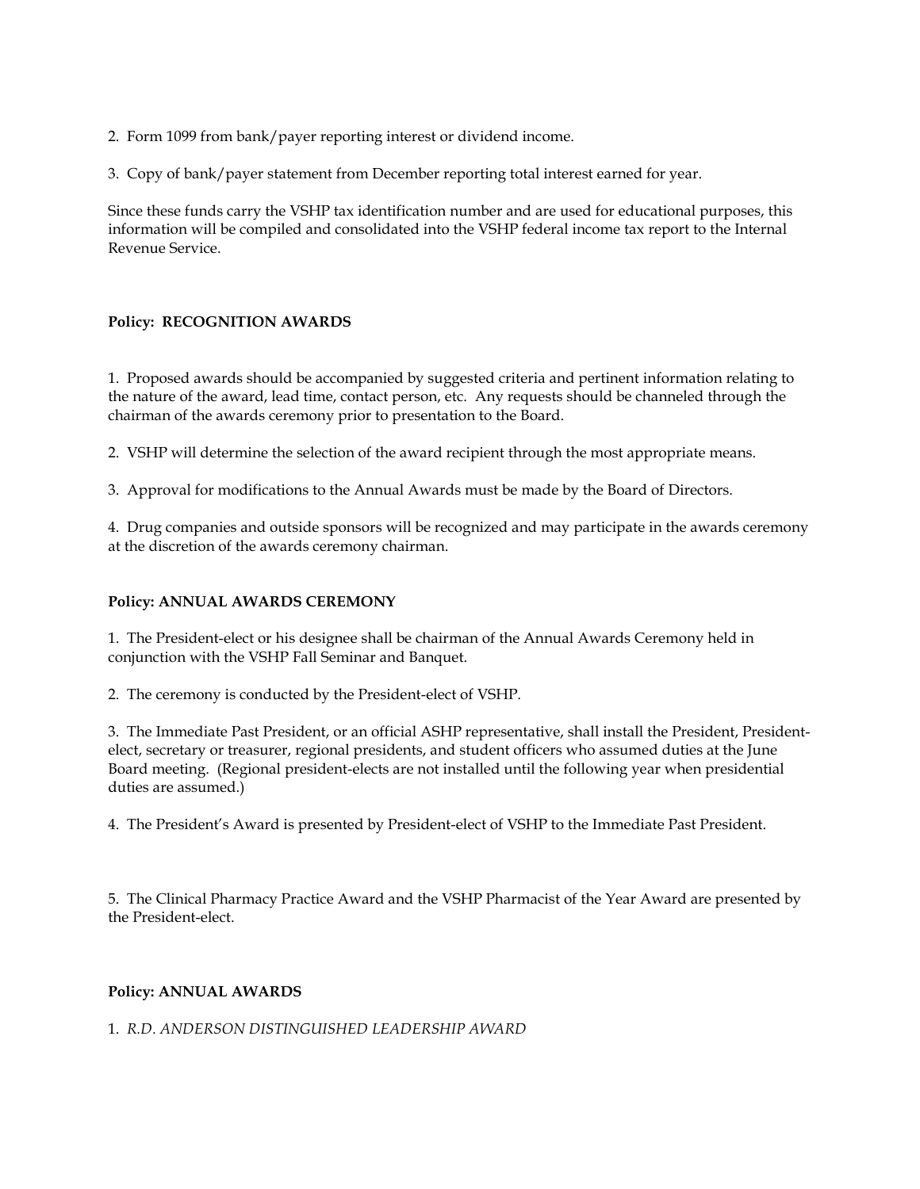2. Form 1099 from bank/payer reporting interest or dividend income.

3. Copy of bank/payer statement from December reporting total interest earned for year.

Since these funds carry the VSHP tax identification number and are used for educational purposes, this information will be compiled and consolidated into the VSHP federal income tax report to the Internal Revenue Service.

**Policy: RECOGNITION AWARDS**

1. Proposed awards should be accompanied by suggested criteria and pertinent information relating to the nature of the award, lead time, contact person, etc. Any requests should be channeled through the chairman of the awards ceremony prior to presentation to the Board.

2. VSHP will determine the selection of the award recipient through the most appropriate means.

3. Approval for modifications to the Annual Awards must be made by the Board of Directors.

4. Drug companies and outside sponsors will be recognized and may participate in the awards ceremony at the discretion of the awards ceremony chairman.

**Policy: ANNUAL AWARDS CEREMONY**

1. The President-elect or his designee shall be chairman of the Annual Awards Ceremony held in conjunction with the VSHP Fall Seminar and Banquet.

2. The ceremony is conducted by the President-elect of VSHP.

3. The Immediate Past President, or an official ASHP representative, shall install the President, President-elect, secretary or treasurer, regional presidents, and student officers who assumed duties at the June Board meeting. (Regional president-elects are not installed until the following year when presidential duties are assumed.)

4. The President's Award is presented by President-elect of VSHP to the Immediate Past President.

5. The Clinical Pharmacy Practice Award and the VSHP Pharmacist of the Year Award are presented by the President-elect.

**Policy: ANNUAL AWARDS**

1. *R.D. ANDERSON DISTINGUISHED LEADERSHIP AWARD*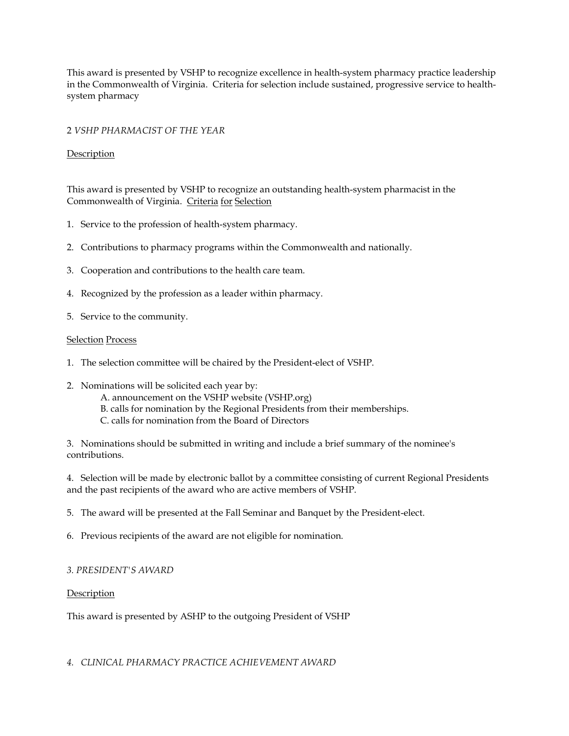This award is presented by VSHP to recognize excellence in health-system pharmacy practice leadership in the Commonwealth of Virginia. Criteria for selection include sustained, progressive service to health-system pharmacy

2 *VSHP PHARMACIST OF THE YEAR*

<u>Description</u>

This award is presented by VSHP to recognize an outstanding health-system pharmacist in the Commonwealth of Virginia. <u>Criteria for Selection</u>

1. Service to the profession of health-system pharmacy.

2. Contributions to pharmacy programs within the Commonwealth and nationally.

3. Cooperation and contributions to the health care team.

4. Recognized by the profession as a leader within pharmacy.

5. Service to the community.

<u>Selection Process</u>

1. The selection committee will be chaired by the President-elect of VSHP.

2. Nominations will be solicited each year by:
   A. announcement on the VSHP website (VSHP.org)
   B. calls for nomination by the Regional Presidents from their memberships.
   C. calls for nomination from the Board of Directors

3. Nominations should be submitted in writing and include a brief summary of the nominee's contributions.

4. Selection will be made by electronic ballot by a committee consisting of current Regional Presidents and the past recipients of the award who are active members of VSHP.

5. The award will be presented at the Fall Seminar and Banquet by the President-elect.

6. Previous recipients of the award are not eligible for nomination.

*3. PRESIDENT'S AWARD*

<u>Description</u>

This award is presented by ASHP to the outgoing President of VSHP

*4. CLINICAL PHARMACY PRACTICE ACHIEVEMENT AWARD*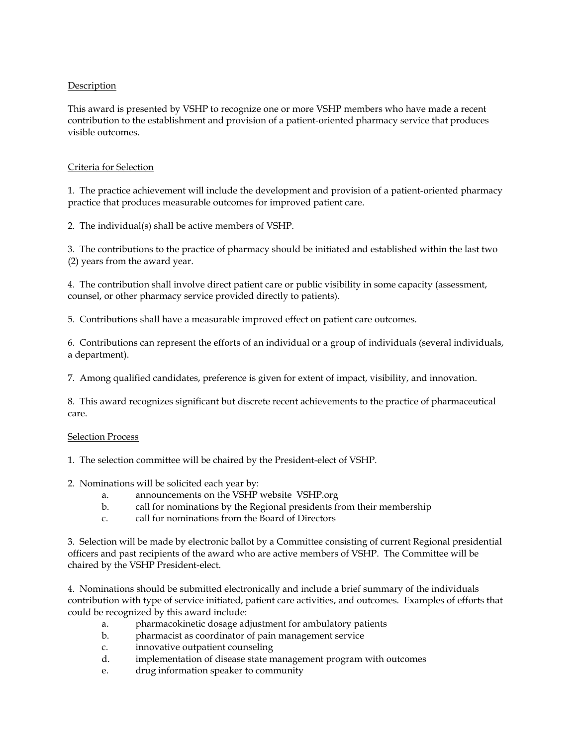Description

This award is presented by VSHP to recognize one or more VSHP members who have made a recent contribution to the establishment and provision of a patient-oriented pharmacy service that produces visible outcomes.

Criteria for Selection

1. The practice achievement will include the development and provision of a patient-oriented pharmacy practice that produces measurable outcomes for improved patient care.

2. The individual(s) shall be active members of VSHP.

3. The contributions to the practice of pharmacy should be initiated and established within the last two (2) years from the award year.

4. The contribution shall involve direct patient care or public visibility in some capacity (assessment, counsel, or other pharmacy service provided directly to patients).

5. Contributions shall have a measurable improved effect on patient care outcomes.

6. Contributions can represent the efforts of an individual or a group of individuals (several individuals, a department).

7. Among qualified candidates, preference is given for extent of impact, visibility, and innovation.

8. This award recognizes significant but discrete recent achievements to the practice of pharmaceutical care.

Selection Process

1. The selection committee will be chaired by the President-elect of VSHP.

2. Nominations will be solicited each year by:
   a. announcements on the VSHP website VSHP.org
   b. call for nominations by the Regional presidents from their membership
   c. call for nominations from the Board of Directors

3. Selection will be made by electronic ballot by a Committee consisting of current Regional presidential officers and past recipients of the award who are active members of VSHP. The Committee will be chaired by the VSHP President-elect.

4. Nominations should be submitted electronically and include a brief summary of the individuals contribution with type of service initiated, patient care activities, and outcomes. Examples of efforts that could be recognized by this award include:
   a. pharmacokinetic dosage adjustment for ambulatory patients
   b. pharmacist as coordinator of pain management service
   c. innovative outpatient counseling
   d. implementation of disease state management program with outcomes
   e. drug information speaker to community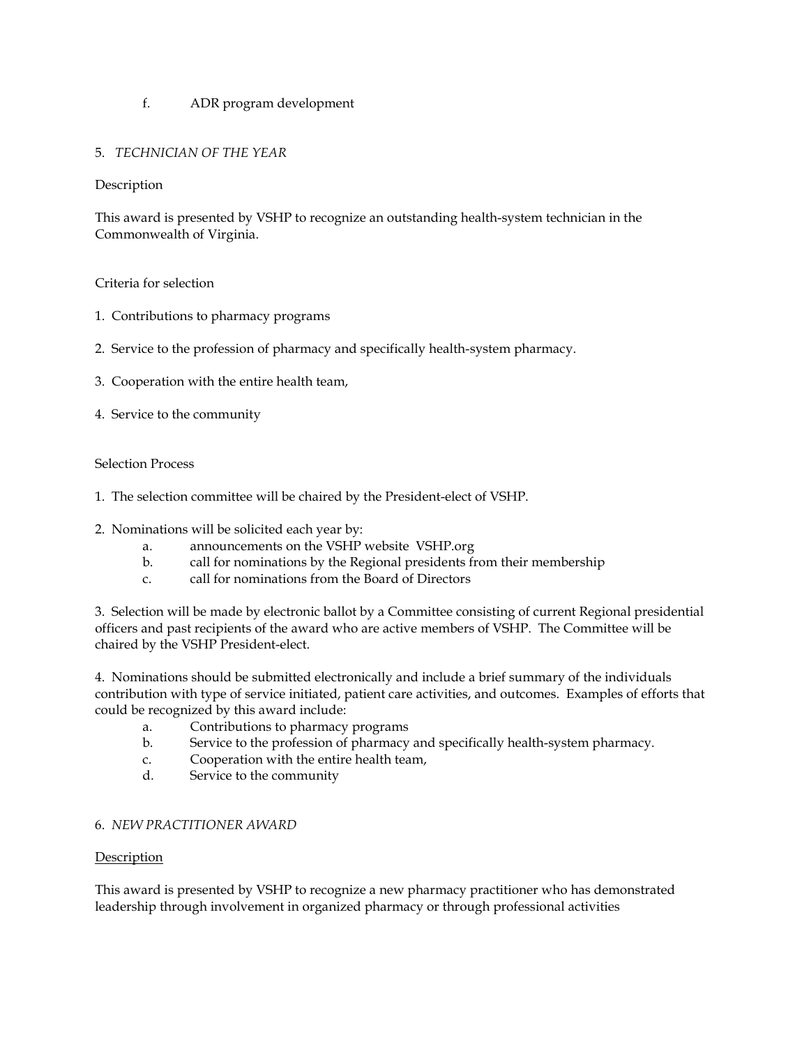f. ADR program development

5. *TECHNICIAN OF THE YEAR*

Description

This award is presented by VSHP to recognize an outstanding health-system technician in the Commonwealth of Virginia.

Criteria for selection

1. Contributions to pharmacy programs

2. Service to the profession of pharmacy and specifically health-system pharmacy.

3. Cooperation with the entire health team,

4. Service to the community

Selection Process

1. The selection committee will be chaired by the President-elect of VSHP.

2. Nominations will be solicited each year by:
   a. announcements on the VSHP website VSHP.org
   b. call for nominations by the Regional presidents from their membership
   c. call for nominations from the Board of Directors

3. Selection will be made by electronic ballot by a Committee consisting of current Regional presidential officers and past recipients of the award who are active members of VSHP. The Committee will be chaired by the VSHP President-elect.

4. Nominations should be submitted electronically and include a brief summary of the individuals contribution with type of service initiated, patient care activities, and outcomes. Examples of efforts that could be recognized by this award include:
   a. Contributions to pharmacy programs
   b. Service to the profession of pharmacy and specifically health-system pharmacy.
   c. Cooperation with the entire health team,
   d. Service to the community

6. *NEW PRACTITIONER AWARD*

Description

This award is presented by VSHP to recognize a new pharmacy practitioner who has demonstrated leadership through involvement in organized pharmacy or through professional activities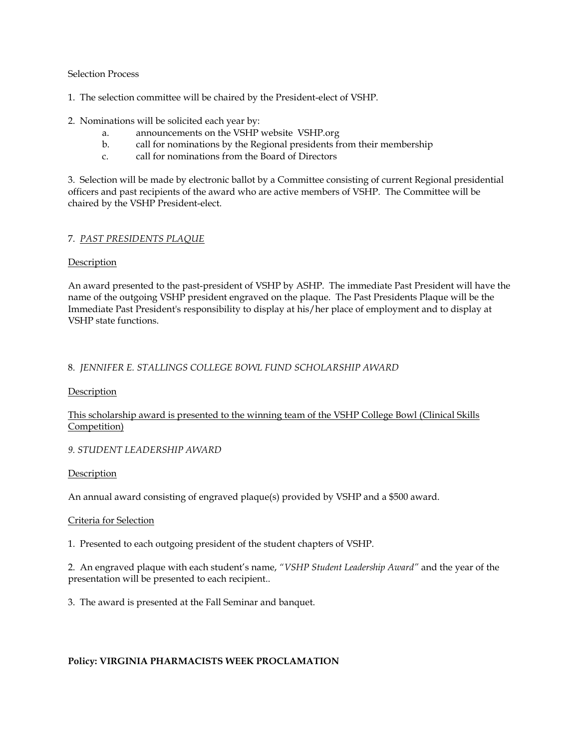Selection Process

1. The selection committee will be chaired by the President-elect of VSHP.

2. Nominations will be solicited each year by:
   a. announcements on the VSHP website VSHP.org
   b. call for nominations by the Regional presidents from their membership
   c. call for nominations from the Board of Directors

3. Selection will be made by electronic ballot by a Committee consisting of current Regional presidential officers and past recipients of the award who are active members of VSHP. The Committee will be chaired by the VSHP President-elect.

7. *PAST PRESIDENTS PLAQUE*

Description

An award presented to the past-president of VSHP by ASHP. The immediate Past President will have the name of the outgoing VSHP president engraved on the plaque. The Past Presidents Plaque will be the Immediate Past President's responsibility to display at his/her place of employment and to display at VSHP state functions.

8. *JENNIFER E. STALLINGS COLLEGE BOWL FUND SCHOLARSHIP AWARD*

Description

This scholarship award is presented to the winning team of the VSHP College Bowl (Clinical Skills Competition)

*9. STUDENT LEADERSHIP AWARD*

Description

An annual award consisting of engraved plaque(s) provided by VSHP and a $500 award.

Criteria for Selection

1. Presented to each outgoing president of the student chapters of VSHP.

2. An engraved plaque with each student's name, *"VSHP Student Leadership Award"* and the year of the presentation will be presented to each recipient..

3. The award is presented at the Fall Seminar and banquet.

**Policy: VIRGINIA PHARMACISTS WEEK PROCLAMATION**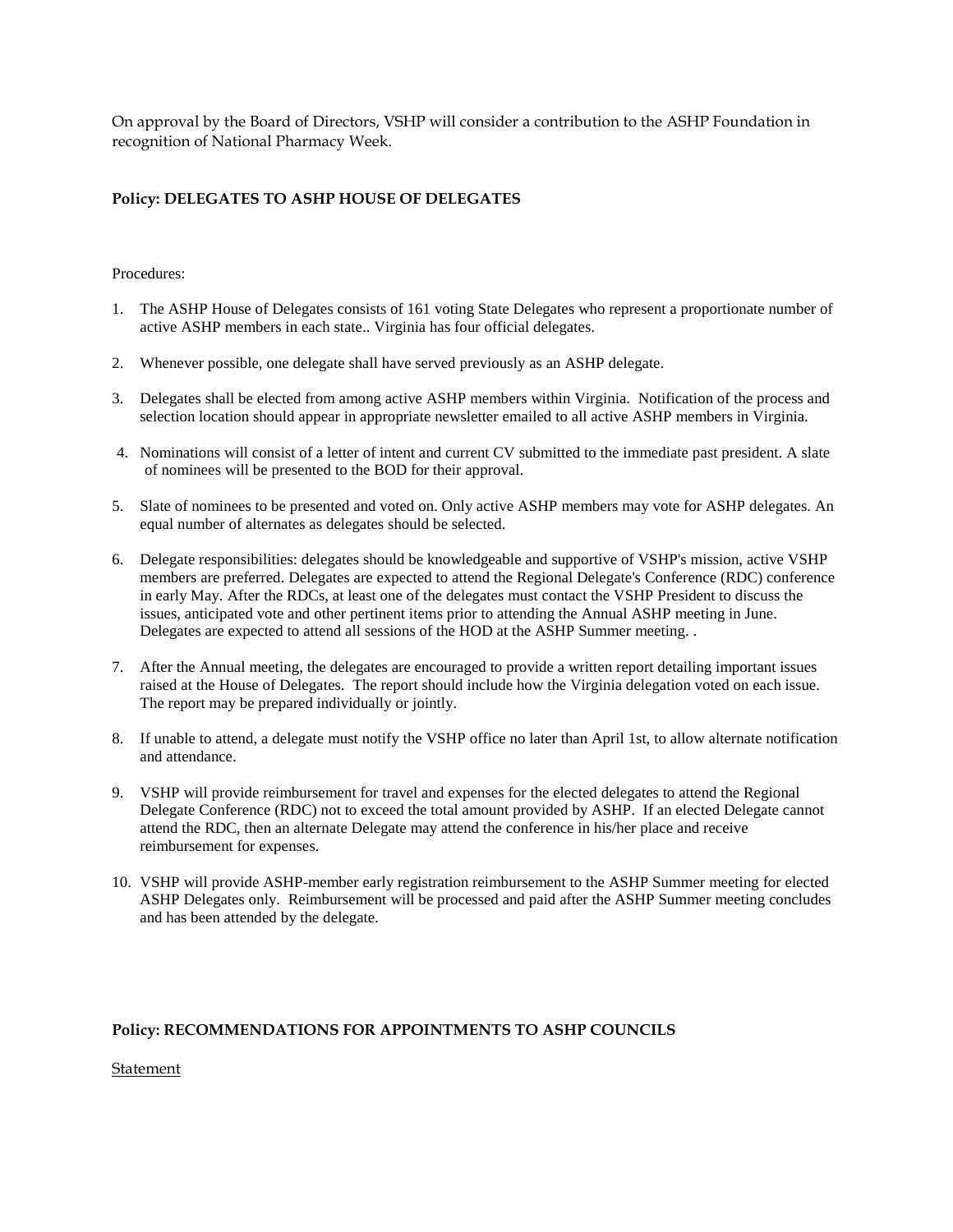On approval by the Board of Directors, VSHP will consider a contribution to the ASHP Foundation in recognition of National Pharmacy Week.

**Policy: DELEGATES TO ASHP HOUSE OF DELEGATES**

Procedures:

1. The ASHP House of Delegates consists of 161 voting State Delegates who represent a proportionate number of active ASHP members in each state.. Virginia has four official delegates.

2. Whenever possible, one delegate shall have served previously as an ASHP delegate.

3. Delegates shall be elected from among active ASHP members within Virginia. Notification of the process and selection location should appear in appropriate newsletter emailed to all active ASHP members in Virginia.

4. Nominations will consist of a letter of intent and current CV submitted to the immediate past president. A slate of nominees will be presented to the BOD for their approval.

5. Slate of nominees to be presented and voted on. Only active ASHP members may vote for ASHP delegates. An equal number of alternates as delegates should be selected.

6. Delegate responsibilities: delegates should be knowledgeable and supportive of VSHP's mission, active VSHP members are preferred. Delegates are expected to attend the Regional Delegate's Conference (RDC) conference in early May. After the RDCs, at least one of the delegates must contact the VSHP President to discuss the issues, anticipated vote and other pertinent items prior to attending the Annual ASHP meeting in June. Delegates are expected to attend all sessions of the HOD at the ASHP Summer meeting. .

7. After the Annual meeting, the delegates are encouraged to provide a written report detailing important issues raised at the House of Delegates. The report should include how the Virginia delegation voted on each issue. The report may be prepared individually or jointly.

8. If unable to attend, a delegate must notify the VSHP office no later than April 1st, to allow alternate notification and attendance.

9. VSHP will provide reimbursement for travel and expenses for the elected delegates to attend the Regional Delegate Conference (RDC) not to exceed the total amount provided by ASHP. If an elected Delegate cannot attend the RDC, then an alternate Delegate may attend the conference in his/her place and receive reimbursement for expenses.

10. VSHP will provide ASHP-member early registration reimbursement to the ASHP Summer meeting for elected ASHP Delegates only. Reimbursement will be processed and paid after the ASHP Summer meeting concludes and has been attended by the delegate.

**Policy: RECOMMENDATIONS FOR APPOINTMENTS TO ASHP COUNCILS**

<u>Statement</u>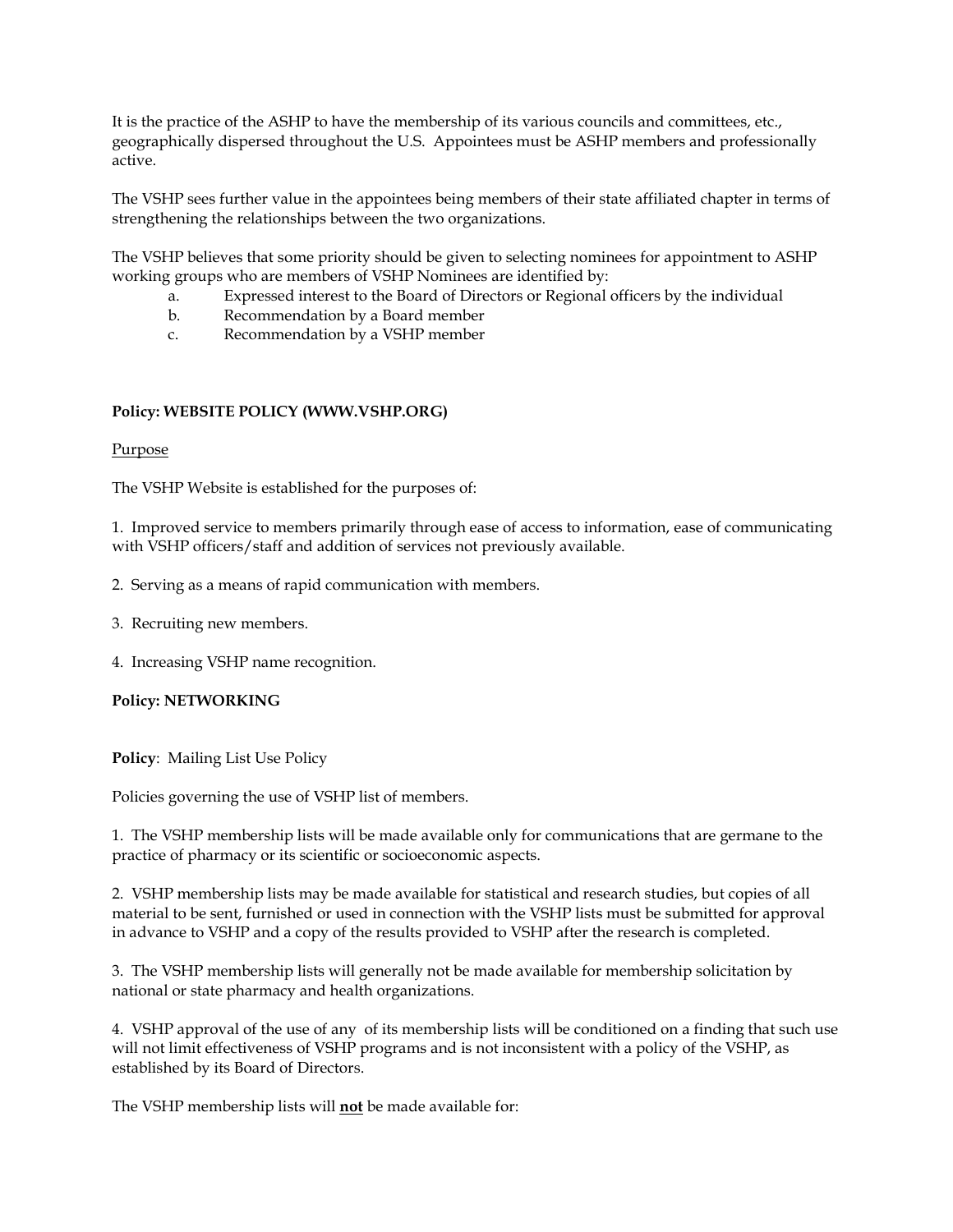It is the practice of the ASHP to have the membership of its various councils and committees, etc., geographically dispersed throughout the U.S. Appointees must be ASHP members and professionally active.

The VSHP sees further value in the appointees being members of their state affiliated chapter in terms of strengthening the relationships between the two organizations.

The VSHP believes that some priority should be given to selecting nominees for appointment to ASHP working groups who are members of VSHP Nominees are identified by:

a. Expressed interest to the Board of Directors or Regional officers by the individual
b. Recommendation by a Board member
c. Recommendation by a VSHP member

**Policy: WEBSITE POLICY (WWW.VSHP.ORG)**

<u>Purpose</u>

The VSHP Website is established for the purposes of:

1. Improved service to members primarily through ease of access to information, ease of communicating with VSHP officers/staff and addition of services not previously available.

2. Serving as a means of rapid communication with members.

3. Recruiting new members.

4. Increasing VSHP name recognition.

**Policy: NETWORKING**

**Policy**: Mailing List Use Policy

Policies governing the use of VSHP list of members.

1. The VSHP membership lists will be made available only for communications that are germane to the practice of pharmacy or its scientific or socioeconomic aspects.

2. VSHP membership lists may be made available for statistical and research studies, but copies of all material to be sent, furnished or used in connection with the VSHP lists must be submitted for approval in advance to VSHP and a copy of the results provided to VSHP after the research is completed.

3. The VSHP membership lists will generally not be made available for membership solicitation by national or state pharmacy and health organizations.

4. VSHP approval of the use of any of its membership lists will be conditioned on a finding that such use will not limit effectiveness of VSHP programs and is not inconsistent with a policy of the VSHP, as established by its Board of Directors.

The VSHP membership lists will **<u>not</u>** be made available for: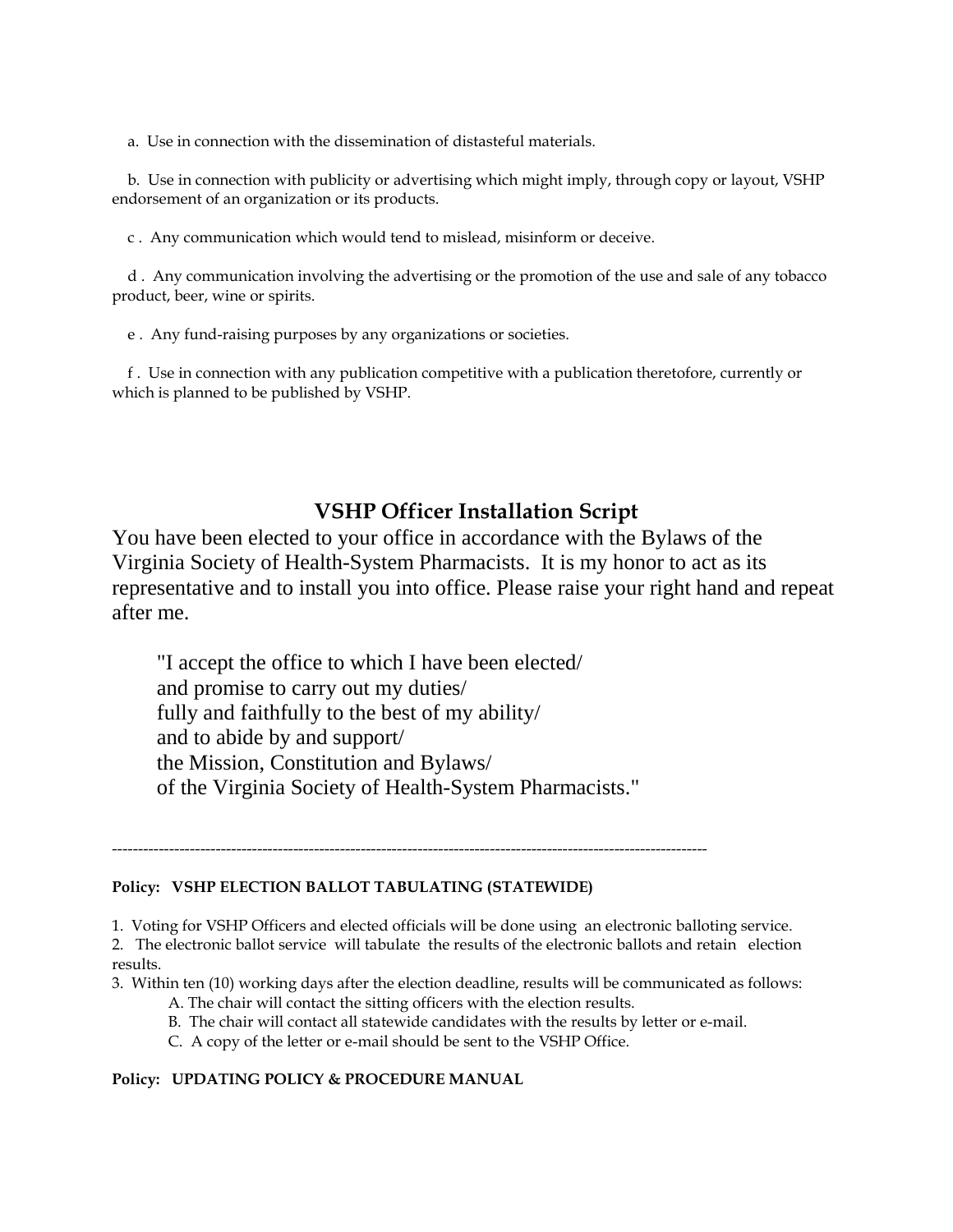a. Use in connection with the dissemination of distasteful materials.

b. Use in connection with publicity or advertising which might imply, through copy or layout, VSHP endorsement of an organization or its products.

c . Any communication which would tend to mislead, misinform or deceive.

d . Any communication involving the advertising or the promotion of the use and sale of any tobacco product, beer, wine or spirits.

e . Any fund-raising purposes by any organizations or societies.

f . Use in connection with any publication competitive with a publication theretofore, currently or which is planned to be published by VSHP.

## VSHP Officer Installation Script

You have been elected to your office in accordance with the Bylaws of the Virginia Society of Health-System Pharmacists. It is my honor to act as its representative and to install you into office. Please raise your right hand and repeat after me.

> "I accept the office to which I have been elected/
> and promise to carry out my duties/
> fully and faithfully to the best of my ability/
> and to abide by and support/
> the Mission, Constitution and Bylaws/
> of the Virginia Society of Health-System Pharmacists."

---

**Policy: VSHP ELECTION BALLOT TABULATING (STATEWIDE)**

1. Voting for VSHP Officers and elected officials will be done using an electronic balloting service.
2. The electronic ballot service will tabulate the results of the electronic ballots and retain election results.
3. Within ten (10) working days after the election deadline, results will be communicated as follows:
   - A. The chair will contact the sitting officers with the election results.
   - B. The chair will contact all statewide candidates with the results by letter or e-mail.
   - C. A copy of the letter or e-mail should be sent to the VSHP Office.

**Policy: UPDATING POLICY & PROCEDURE MANUAL**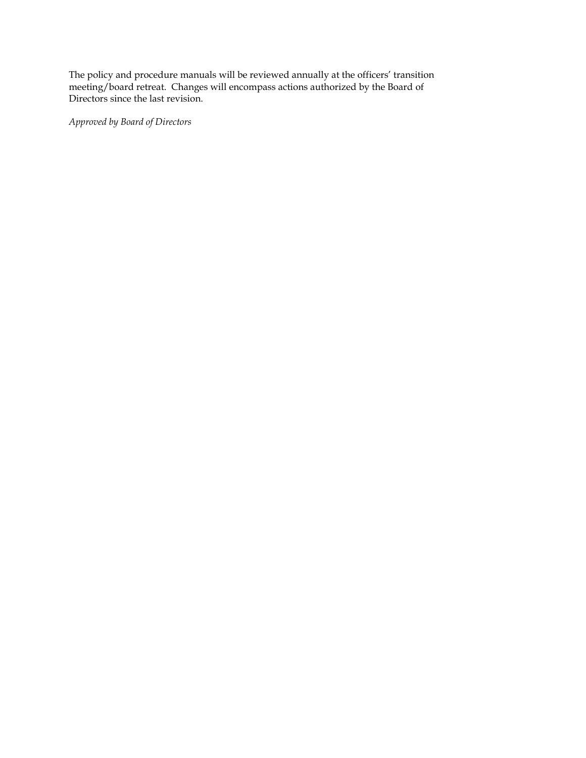The policy and procedure manuals will be reviewed annually at the officers' transition meeting/board retreat. Changes will encompass actions authorized by the Board of Directors since the last revision.

*Approved by Board of Directors*